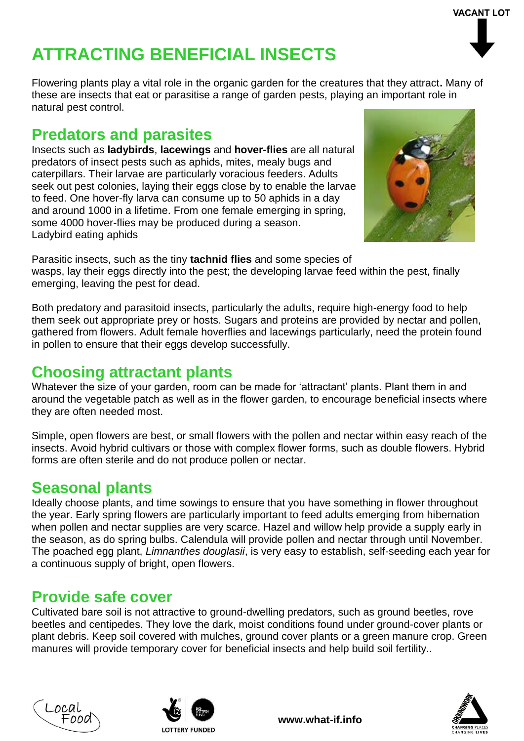VACANT LOT

# ATTRACTING BENEFICIAL INSECTS

Flowering plants play a vital role in the organic garden for the creatures that they attract**.** Many of these are insects that eat or parasitise a range of garden pests, playing an important role in natural pest control.

## Predators and parasites

Insects such as **ladybirds**, **lacewings** and **hover-flies** are all natural predators of insect pests such as aphids, mites, mealy bugs and caterpillars. Their larvae are particularly voracious feeders. Adults seek out pest colonies, laying their eggs close by to enable the larvae to feed. One hover-fly larva can consume up to 50 aphids in a day and around 1000 in a lifetime. From one female emerging in spring, some 4000 hover-flies may be produced during a season.

Ladybird eating aphids

Parasitic insects, such as the tiny **tachnid flies** and some species of wasps, lay their eggs directly into the pest; the developing larvae feed within the pest, finally emerging, leaving the pest for dead.

Both predatory and parasitoid insects, particularly the adults, require high-energy food to help them seek out appropriate prey or hosts. Sugars and proteins are provided by nectar and pollen, gathered from flowers. Adult female hoverflies and lacewings particularly, need the protein found in pollen to ensure that their eggs develop successfully.

## Choosing attractant plants

Whatever the size of your garden, room can be made for 'attractant' plants. Plant them in and around the vegetable patch as well as in the flower garden, to encourage beneficial insects where they are often needed most.

Simple, open flowers are best, or small flowers with the pollen and nectar within easy reach of the insects. Avoid hybrid cultivars or those with complex flower forms, such as double flowers. Hybrid forms are often sterile and do not produce pollen or nectar.

## Seasonal plants

Ideally choose plants, and time sowings to ensure that you have something in flower throughout the year. Early spring flowers are particularly important to feed adults emerging from hibernation when pollen and nectar supplies are very scarce. Hazel and willow help provide a supply early in the season, as do spring bulbs. Calendula will provide pollen and nectar through until November. The poached egg plant, *Limnanthes douglasii*, is very easy to establish, self-seeding each year for a continuous supply of bright, open flowers.

## Provide safe cover

Cultivated bare soil is not attractive to ground-dwelling predators, such as ground beetles, rove beetles and centipedes. They love the dark, moist conditions found under ground-cover plants or plant debris. Keep soil covered with mulches, ground cover plants or a green manure crop. Green manures will provide temporary cover for beneficial insects and help build soil fertility..

Local Food

LOTTERY FUNDED

**www.what-if.info**

GROUNDWORK CHANGING PLACES CHANGING LIVES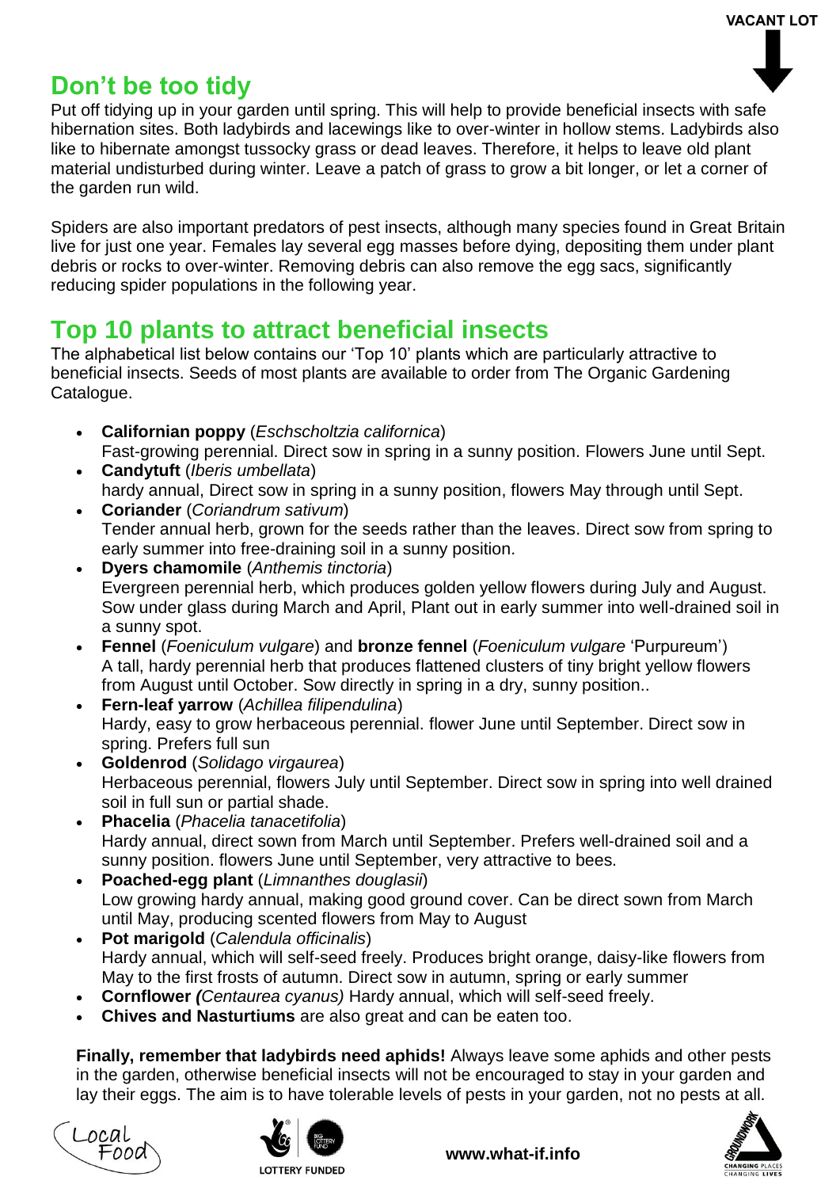VACANT LOT

## Don't be too tidy

Put off tidying up in your garden until spring. This will help to provide beneficial insects with safe hibernation sites. Both ladybirds and lacewings like to over-winter in hollow stems. Ladybirds also like to hibernate amongst tussocky grass or dead leaves. Therefore, it helps to leave old plant material undisturbed during winter. Leave a patch of grass to grow a bit longer, or let a corner of the garden run wild.

Spiders are also important predators of pest insects, although many species found in Great Britain live for just one year. Females lay several egg masses before dying, depositing them under plant debris or rocks to over-winter. Removing debris can also remove the egg sacs, significantly reducing spider populations in the following year.

## Top 10 plants to attract beneficial insects

The alphabetical list below contains our 'Top 10' plants which are particularly attractive to beneficial insects. Seeds of most plants are available to order from The Organic Gardening Catalogue.

- **Californian poppy** (*Eschscholtzia californica*)
  Fast-growing perennial. Direct sow in spring in a sunny position. Flowers June until Sept.
- **Candytuft** (*Iberis umbellata*)
  hardy annual, Direct sow in spring in a sunny position, flowers May through until Sept.
- **Coriander** (*Coriandrum sativum*)
  Tender annual herb, grown for the seeds rather than the leaves. Direct sow from spring to early summer into free-draining soil in a sunny position.
- **Dyers chamomile** (*Anthemis tinctoria*)
  Evergreen perennial herb, which produces golden yellow flowers during July and August. Sow under glass during March and April, Plant out in early summer into well-drained soil in a sunny spot.
- **Fennel** (*Foeniculum vulgare*) and **bronze fennel** (*Foeniculum vulgare* 'Purpureum')
  A tall, hardy perennial herb that produces flattened clusters of tiny bright yellow flowers from August until October. Sow directly in spring in a dry, sunny position..
- **Fern-leaf yarrow** (*Achillea filipendulina*)
  Hardy, easy to grow herbaceous perennial. flower June until September. Direct sow in spring. Prefers full sun
- **Goldenrod** (*Solidago virgaurea*)
  Herbaceous perennial, flowers July until September. Direct sow in spring into well drained soil in full sun or partial shade.
- **Phacelia** (*Phacelia tanacetifolia*)
  Hardy annual, direct sown from March until September. Prefers well-drained soil and a sunny position. flowers June until September, very attractive to bees.
- **Poached-egg plant** (*Limnanthes douglasii*)
  Low growing hardy annual, making good ground cover. Can be direct sown from March until May, producing scented flowers from May to August
- **Pot marigold** (*Calendula officinalis*)
  Hardy annual, which will self-seed freely. Produces bright orange, daisy-like flowers from May to the first frosts of autumn. Direct sow in autumn, spring or early summer
- **Cornflower *(Centaurea cyanus)*** Hardy annual, which will self-seed freely.
- **Chives and Nasturtiums** are also great and can be eaten too.

**Finally, remember that ladybirds need aphids!** Always leave some aphids and other pests in the garden, otherwise beneficial insects will not be encouraged to stay in your garden and lay their eggs. The aim is to have tolerable levels of pests in your garden, not no pests at all.

Local Food

LOTTERY FUNDED

www.what-if.info

CHANGING PLACES CHANGING LIVES